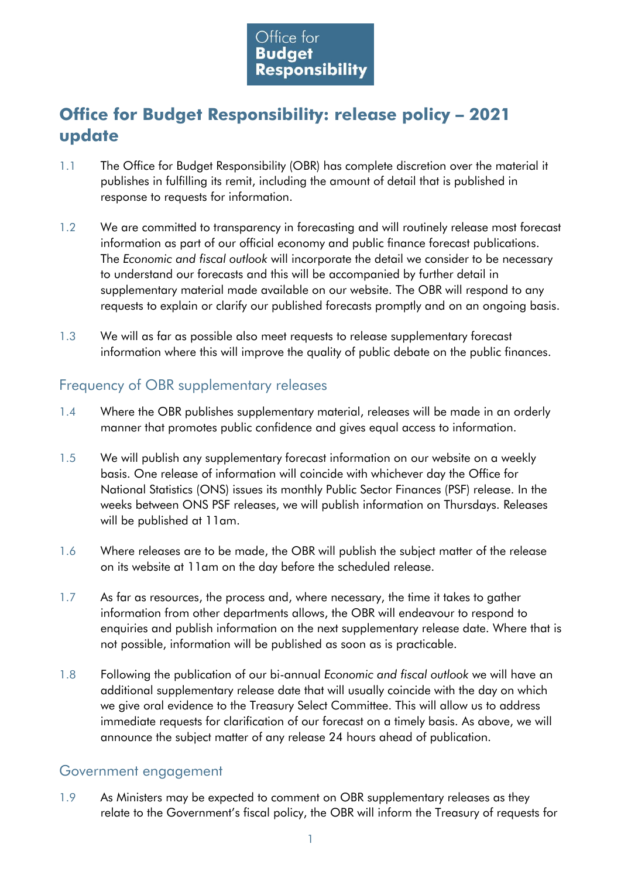Office for Budget Responsibility

# Office for Budget Responsibility: release policy – 2021 update

1.1 The Office for Budget Responsibility (OBR) has complete discretion over the material it publishes in fulfilling its remit, including the amount of detail that is published in response to requests for information.

1.2 We are committed to transparency in forecasting and will routinely release most forecast information as part of our official economy and public finance forecast publications. The *Economic and fiscal outlook* will incorporate the detail we consider to be necessary to understand our forecasts and this will be accompanied by further detail in supplementary material made available on our website. The OBR will respond to any requests to explain or clarify our published forecasts promptly and on an ongoing basis.

1.3 We will as far as possible also meet requests to release supplementary forecast information where this will improve the quality of public debate on the public finances.

## Frequency of OBR supplementary releases

1.4 Where the OBR publishes supplementary material, releases will be made in an orderly manner that promotes public confidence and gives equal access to information.

1.5 We will publish any supplementary forecast information on our website on a weekly basis. One release of information will coincide with whichever day the Office for National Statistics (ONS) issues its monthly Public Sector Finances (PSF) release. In the weeks between ONS PSF releases, we will publish information on Thursdays. Releases will be published at 11am.

1.6 Where releases are to be made, the OBR will publish the subject matter of the release on its website at 11am on the day before the scheduled release.

1.7 As far as resources, the process and, where necessary, the time it takes to gather information from other departments allows, the OBR will endeavour to respond to enquiries and publish information on the next supplementary release date. Where that is not possible, information will be published as soon as is practicable.

1.8 Following the publication of our bi-annual *Economic and fiscal outlook* we will have an additional supplementary release date that will usually coincide with the day on which we give oral evidence to the Treasury Select Committee. This will allow us to address immediate requests for clarification of our forecast on a timely basis. As above, we will announce the subject matter of any release 24 hours ahead of publication.

## Government engagement

1.9 As Ministers may be expected to comment on OBR supplementary releases as they relate to the Government's fiscal policy, the OBR will inform the Treasury of requests for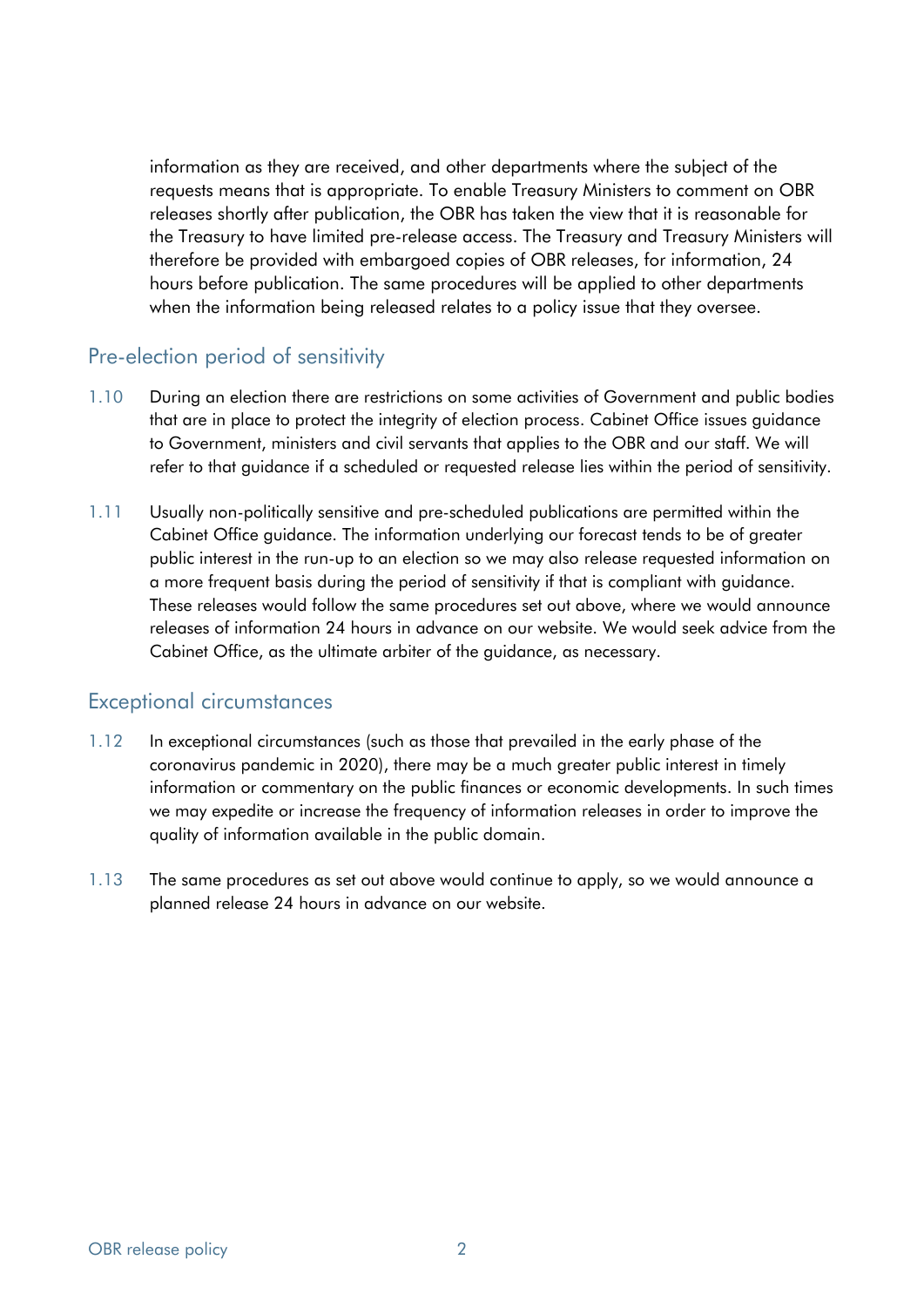information as they are received, and other departments where the subject of the requests means that is appropriate. To enable Treasury Ministers to comment on OBR releases shortly after publication, the OBR has taken the view that it is reasonable for the Treasury to have limited pre-release access. The Treasury and Treasury Ministers will therefore be provided with embargoed copies of OBR releases, for information, 24 hours before publication. The same procedures will be applied to other departments when the information being released relates to a policy issue that they oversee.

## Pre-election period of sensitivity

1.10 During an election there are restrictions on some activities of Government and public bodies that are in place to protect the integrity of election process. Cabinet Office issues guidance to Government, ministers and civil servants that applies to the OBR and our staff. We will refer to that guidance if a scheduled or requested release lies within the period of sensitivity.

1.11 Usually non-politically sensitive and pre-scheduled publications are permitted within the Cabinet Office guidance. The information underlying our forecast tends to be of greater public interest in the run-up to an election so we may also release requested information on a more frequent basis during the period of sensitivity if that is compliant with guidance. These releases would follow the same procedures set out above, where we would announce releases of information 24 hours in advance on our website. We would seek advice from the Cabinet Office, as the ultimate arbiter of the guidance, as necessary.

## Exceptional circumstances

1.12 In exceptional circumstances (such as those that prevailed in the early phase of the coronavirus pandemic in 2020), there may be a much greater public interest in timely information or commentary on the public finances or economic developments. In such times we may expedite or increase the frequency of information releases in order to improve the quality of information available in the public domain.

1.13 The same procedures as set out above would continue to apply, so we would announce a planned release 24 hours in advance on our website.